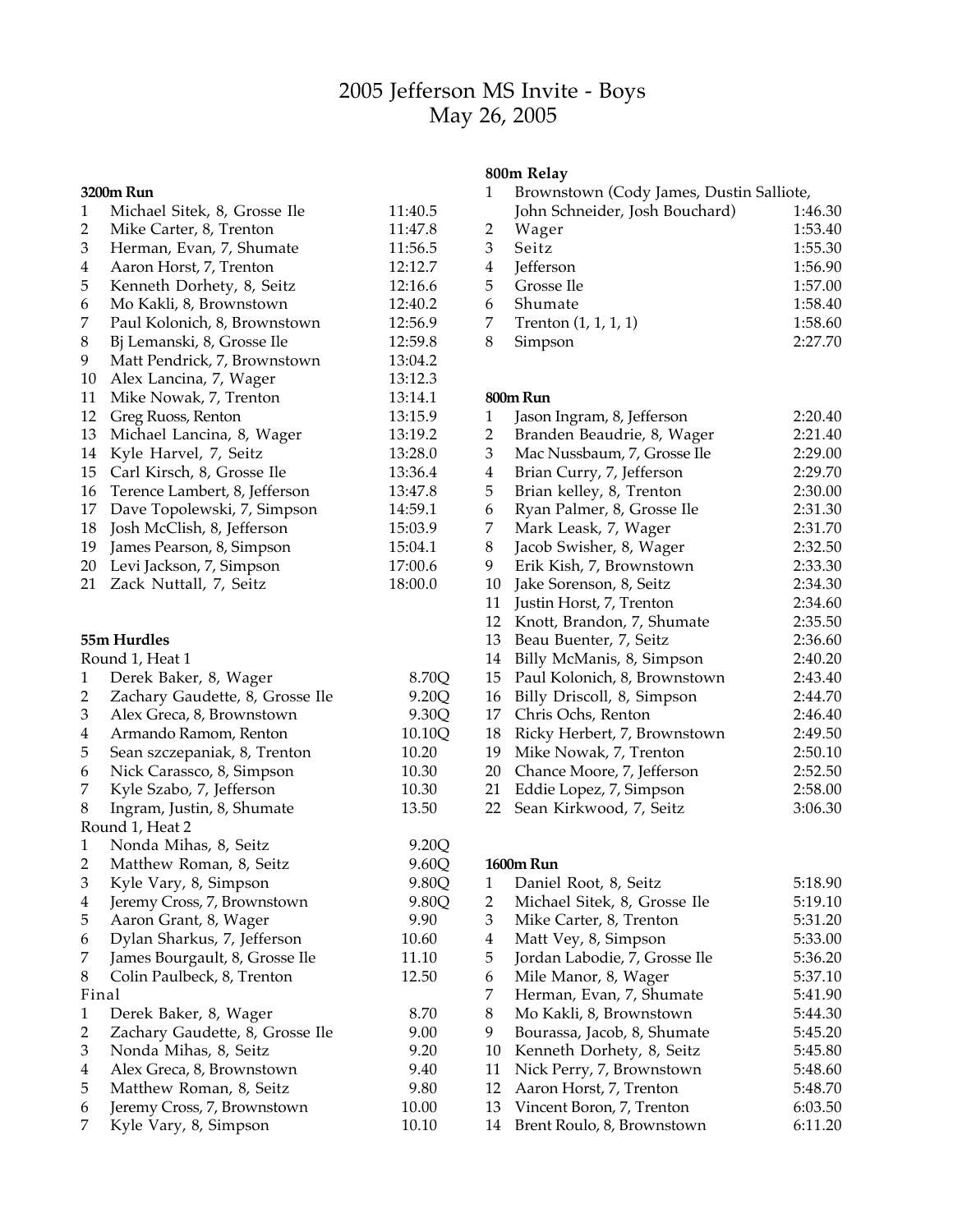# 2005 Jefferson MS Invite - Boys

May 26, 2005

### 3200m Run

| | | |
|---|---|---|
| 1 | Michael Sitek, 8, Grosse Ile | 11:40.5 |
| 2 | Mike Carter, 8, Trenton | 11:47.8 |
| 3 | Herman, Evan, 7, Shumate | 11:56.5 |
| 4 | Aaron Horst, 7, Trenton | 12:12.7 |
| 5 | Kenneth Dorhety, 8, Seitz | 12:16.6 |
| 6 | Mo Kakli, 8, Brownstown | 12:40.2 |
| 7 | Paul Kolonich, 8, Brownstown | 12:56.9 |
| 8 | Bj Lemanski, 8, Grosse Ile | 12:59.8 |
| 9 | Matt Pendrick, 7, Brownstown | 13:04.2 |
| 10 | Alex Lancina, 7, Wager | 13:12.3 |
| 11 | Mike Nowak, 7, Trenton | 13:14.1 |
| 12 | Greg Ruoss, Renton | 13:15.9 |
| 13 | Michael Lancina, 8, Wager | 13:19.2 |
| 14 | Kyle Harvel, 7, Seitz | 13:28.0 |
| 15 | Carl Kirsch, 8, Grosse Ile | 13:36.4 |
| 16 | Terence Lambert, 8, Jefferson | 13:47.8 |
| 17 | Dave Topolewski, 7, Simpson | 14:59.1 |
| 18 | Josh McClish, 8, Jefferson | 15:03.9 |
| 19 | James Pearson, 8, Simpson | 15:04.1 |
| 20 | Levi Jackson, 7, Simpson | 17:00.6 |
| 21 | Zack Nuttall, 7, Seitz | 18:00.0 |

### 55m Hurdles

Round 1, Heat 1

| | | |
|---|---|---|
| 1 | Derek Baker, 8, Wager | 8.70Q |
| 2 | Zachary Gaudette, 8, Grosse Ile | 9.20Q |
| 3 | Alex Greca, 8, Brownstown | 9.30Q |
| 4 | Armando Ramom, Renton | 10.10Q |
| 5 | Sean szczepaniak, 8, Trenton | 10.20 |
| 6 | Nick Carassco, 8, Simpson | 10.30 |
| 7 | Kyle Szabo, 7, Jefferson | 10.30 |
| 8 | Ingram, Justin, 8, Shumate | 13.50 |

Round 1, Heat 2

| | | |
|---|---|---|
| 1 | Nonda Mihas, 8, Seitz | 9.20Q |
| 2 | Matthew Roman, 8, Seitz | 9.60Q |
| 3 | Kyle Vary, 8, Simpson | 9.80Q |
| 4 | Jeremy Cross, 7, Brownstown | 9.80Q |
| 5 | Aaron Grant, 8, Wager | 9.90 |
| 6 | Dylan Sharkus, 7, Jefferson | 10.60 |
| 7 | James Bourgault, 8, Grosse Ile | 11.10 |
| 8 | Colin Paulbeck, 8, Trenton | 12.50 |

Final

| | | |
|---|---|---|
| 1 | Derek Baker, 8, Wager | 8.70 |
| 2 | Zachary Gaudette, 8, Grosse Ile | 9.00 |
| 3 | Nonda Mihas, 8, Seitz | 9.20 |
| 4 | Alex Greca, 8, Brownstown | 9.40 |
| 5 | Matthew Roman, 8, Seitz | 9.80 |
| 6 | Jeremy Cross, 7, Brownstown | 10.00 |
| 7 | Kyle Vary, 8, Simpson | 10.10 |

### 800m Relay

| | | |
|---|---|---|
| 1 | Brownstown (Cody James, Dustin Salliote, John Schneider, Josh Bouchard) | 1:46.30 |
| 2 | Wager | 1:53.40 |
| 3 | Seitz | 1:55.30 |
| 4 | Jefferson | 1:56.90 |
| 5 | Grosse Ile | 1:57.00 |
| 6 | Shumate | 1:58.40 |
| 7 | Trenton (1, 1, 1, 1) | 1:58.60 |
| 8 | Simpson | 2:27.70 |

### 800m Run

| | | |
|---|---|---|
| 1 | Jason Ingram, 8, Jefferson | 2:20.40 |
| 2 | Branden Beaudrie, 8, Wager | 2:21.40 |
| 3 | Mac Nussbaum, 7, Grosse Ile | 2:29.00 |
| 4 | Brian Curry, 7, Jefferson | 2:29.70 |
| 5 | Brian kelley, 8, Trenton | 2:30.00 |
| 6 | Ryan Palmer, 8, Grosse Ile | 2:31.30 |
| 7 | Mark Leask, 7, Wager | 2:31.70 |
| 8 | Jacob Swisher, 8, Wager | 2:32.50 |
| 9 | Erik Kish, 7, Brownstown | 2:33.30 |
| 10 | Jake Sorenson, 8, Seitz | 2:34.30 |
| 11 | Justin Horst, 7, Trenton | 2:34.60 |
| 12 | Knott, Brandon, 7, Shumate | 2:35.50 |
| 13 | Beau Buenter, 7, Seitz | 2:36.60 |
| 14 | Billy McManis, 8, Simpson | 2:40.20 |
| 15 | Paul Kolonich, 8, Brownstown | 2:43.40 |
| 16 | Billy Driscoll, 8, Simpson | 2:44.70 |
| 17 | Chris Ochs, Renton | 2:46.40 |
| 18 | Ricky Herbert, 7, Brownstown | 2:49.50 |
| 19 | Mike Nowak, 7, Trenton | 2:50.10 |
| 20 | Chance Moore, 7, Jefferson | 2:52.50 |
| 21 | Eddie Lopez, 7, Simpson | 2:58.00 |
| 22 | Sean Kirkwood, 7, Seitz | 3:06.30 |

### 1600m Run

| | | |
|---|---|---|
| 1 | Daniel Root, 8, Seitz | 5:18.90 |
| 2 | Michael Sitek, 8, Grosse Ile | 5:19.10 |
| 3 | Mike Carter, 8, Trenton | 5:31.20 |
| 4 | Matt Vey, 8, Simpson | 5:33.00 |
| 5 | Jordan Labodie, 7, Grosse Ile | 5:36.20 |
| 6 | Mile Manor, 8, Wager | 5:37.10 |
| 7 | Herman, Evan, 7, Shumate | 5:41.90 |
| 8 | Mo Kakli, 8, Brownstown | 5:44.30 |
| 9 | Bourassa, Jacob, 8, Shumate | 5:45.20 |
| 10 | Kenneth Dorhety, 8, Seitz | 5:45.80 |
| 11 | Nick Perry, 7, Brownstown | 5:48.60 |
| 12 | Aaron Horst, 7, Trenton | 5:48.70 |
| 13 | Vincent Boron, 7, Trenton | 6:03.50 |
| 14 | Brent Roulo, 8, Brownstown | 6:11.20 |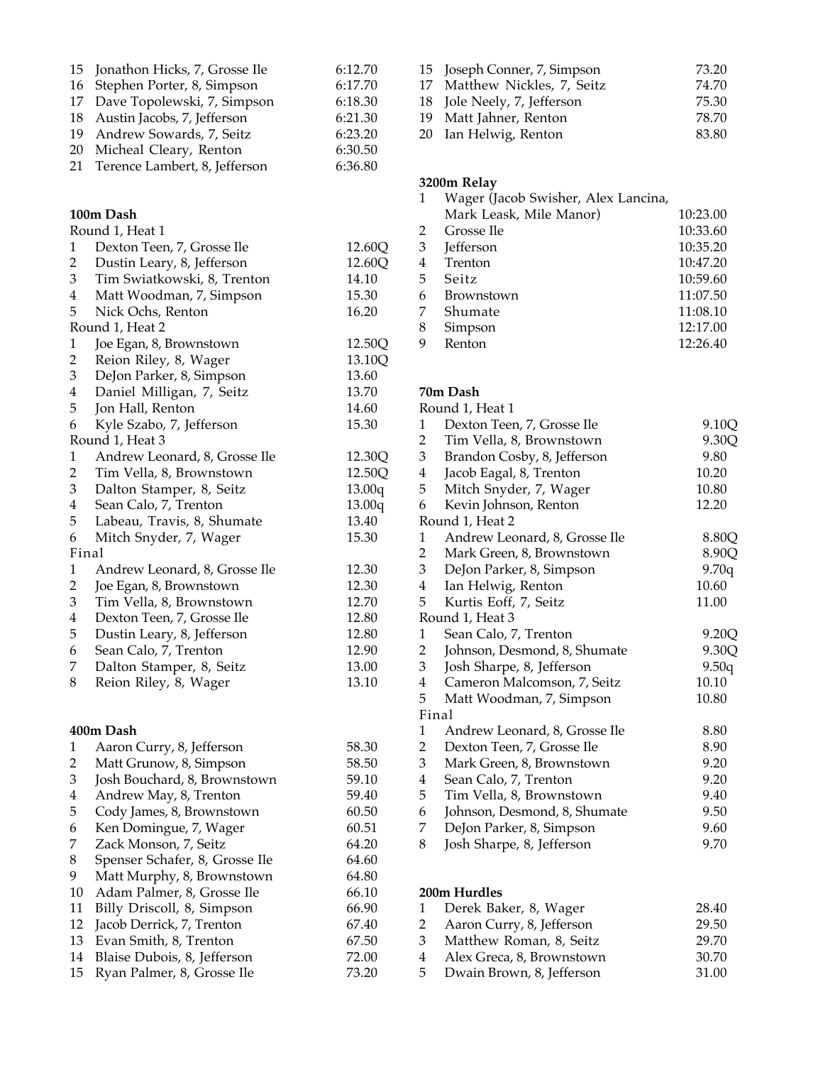15 Jonathon Hicks, 7, Grosse Ile 6:12.70
16 Stephen Porter, 8, Simpson 6:17.70
17 Dave Topolewski, 7, Simpson 6:18.30
18 Austin Jacobs, 7, Jefferson 6:21.30
19 Andrew Sowards, 7, Seitz 6:23.20
20 Micheal Cleary, Renton 6:30.50
21 Terence Lambert, 8, Jefferson 6:36.80

**100m Dash**

Round 1, Heat 1

1 Dexton Teen, 7, Grosse Ile 12.60Q
2 Dustin Leary, 8, Jefferson 12.60Q
3 Tim Swiatkowski, 8, Trenton 14.10
4 Matt Woodman, 7, Simpson 15.30
5 Nick Ochs, Renton 16.20

Round 1, Heat 2

1 Joe Egan, 8, Brownstown 12.50Q
2 Reion Riley, 8, Wager 13.10Q
3 DeJon Parker, 8, Simpson 13.60
4 Daniel Milligan, 7, Seitz 13.70
5 Jon Hall, Renton 14.60
6 Kyle Szabo, 7, Jefferson 15.30

Round 1, Heat 3

1 Andrew Leonard, 8, Grosse Ile 12.30Q
2 Tim Vella, 8, Brownstown 12.50Q
3 Dalton Stamper, 8, Seitz 13.00q
4 Sean Calo, 7, Trenton 13.00q
5 Labeau, Travis, 8, Shumate 13.40
6 Mitch Snyder, 7, Wager 15.30

Final

1 Andrew Leonard, 8, Grosse Ile 12.30
2 Joe Egan, 8, Brownstown 12.30
3 Tim Vella, 8, Brownstown 12.70
4 Dexton Teen, 7, Grosse Ile 12.80
5 Dustin Leary, 8, Jefferson 12.80
6 Sean Calo, 7, Trenton 12.90
7 Dalton Stamper, 8, Seitz 13.00
8 Reion Riley, 8, Wager 13.10

**400m Dash**

1 Aaron Curry, 8, Jefferson 58.30
2 Matt Grunow, 8, Simpson 58.50
3 Josh Bouchard, 8, Brownstown 59.10
4 Andrew May, 8, Trenton 59.40
5 Cody James, 8, Brownstown 60.50
6 Ken Domingue, 7, Wager 60.51
7 Zack Monson, 7, Seitz 64.20
8 Spenser Schafer, 8, Grosse Ile 64.60
9 Matt Murphy, 8, Brownstown 64.80
10 Adam Palmer, 8, Grosse Ile 66.10
11 Billy Driscoll, 8, Simpson 66.90
12 Jacob Derrick, 7, Trenton 67.40
13 Evan Smith, 8, Trenton 67.50
14 Blaise Dubois, 8, Jefferson 72.00
15 Ryan Palmer, 8, Grosse Ile 73.20
15 Joseph Conner, 7, Simpson 73.20
17 Matthew Nickles, 7, Seitz 74.70
18 Jole Neely, 7, Jefferson 75.30
19 Matt Jahner, Renton 78.70
20 Ian Helwig, Renton 83.80

**3200m Relay**

1 Wager (Jacob Swisher, Alex Lancina, Mark Leask, Mile Manor) 10:23.00
2 Grosse Ile 10:33.60
3 Jefferson 10:35.20
4 Trenton 10:47.20
5 Seitz 10:59.60
6 Brownstown 11:07.50
7 Shumate 11:08.10
8 Simpson 12:17.00
9 Renton 12:26.40

**70m Dash**

Round 1, Heat 1

1 Dexton Teen, 7, Grosse Ile 9.10Q
2 Tim Vella, 8, Brownstown 9.30Q
3 Brandon Cosby, 8, Jefferson 9.80
4 Jacob Eagal, 8, Trenton 10.20
5 Mitch Snyder, 7, Wager 10.80
6 Kevin Johnson, Renton 12.20

Round 1, Heat 2

1 Andrew Leonard, 8, Grosse Ile 8.80Q
2 Mark Green, 8, Brownstown 8.90Q
3 DeJon Parker, 8, Simpson 9.70q
4 Ian Helwig, Renton 10.60
5 Kurtis Eoff, 7, Seitz 11.00

Round 1, Heat 3

1 Sean Calo, 7, Trenton 9.20Q
2 Johnson, Desmond, 8, Shumate 9.30Q
3 Josh Sharpe, 8, Jefferson 9.50q
4 Cameron Malcomson, 7, Seitz 10.10
5 Matt Woodman, 7, Simpson 10.80

Final

1 Andrew Leonard, 8, Grosse Ile 8.80
2 Dexton Teen, 7, Grosse Ile 8.90
3 Mark Green, 8, Brownstown 9.20
4 Sean Calo, 7, Trenton 9.20
5 Tim Vella, 8, Brownstown 9.40
6 Johnson, Desmond, 8, Shumate 9.50
7 DeJon Parker, 8, Simpson 9.60
8 Josh Sharpe, 8, Jefferson 9.70

**200m Hurdles**

1 Derek Baker, 8, Wager 28.40
2 Aaron Curry, 8, Jefferson 29.50
3 Matthew Roman, 8, Seitz 29.70
4 Alex Greca, 8, Brownstown 30.70
5 Dwain Brown, 8, Jefferson 31.00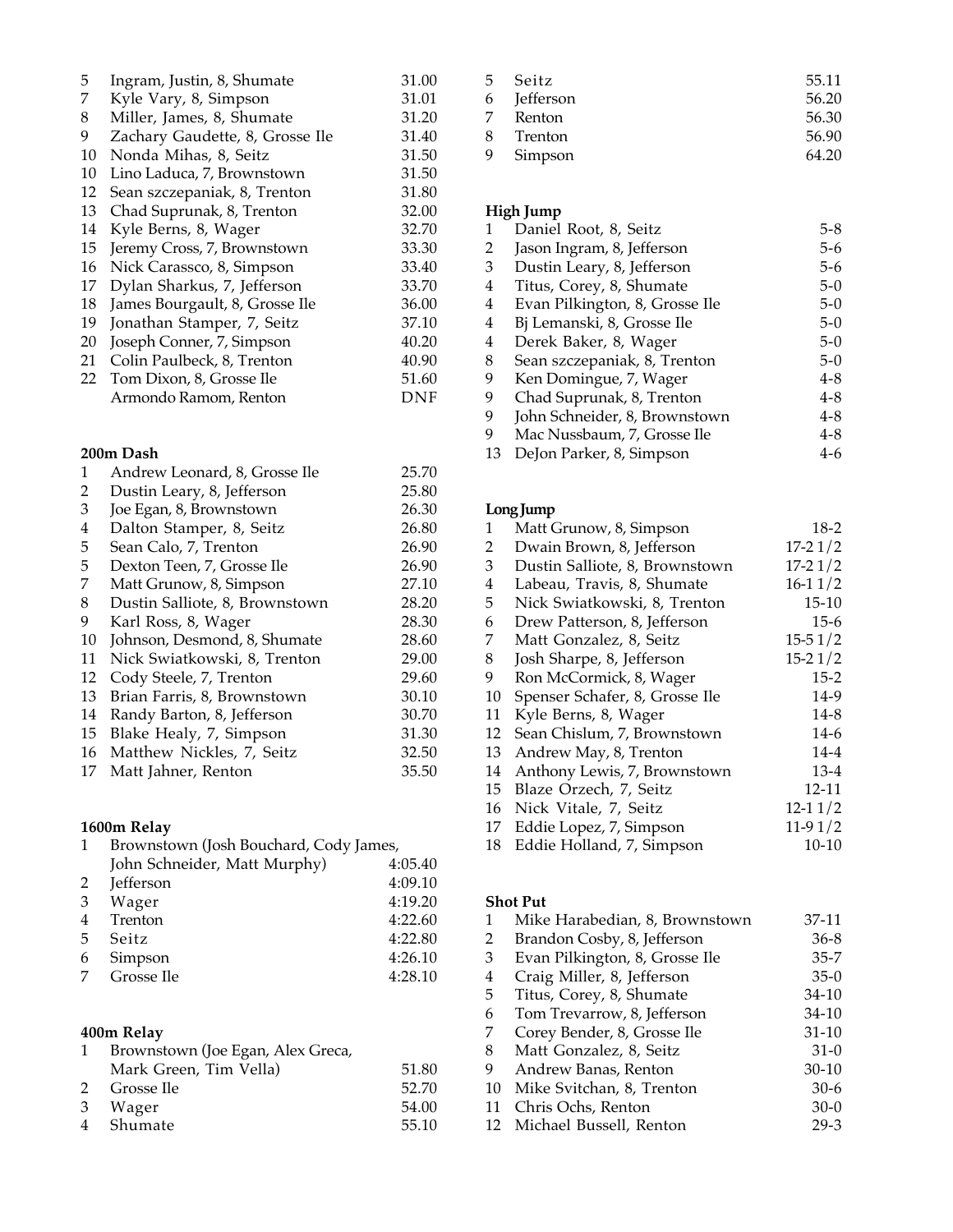| | | |
|---|---|---|
| 5 | Ingram, Justin, 8, Shumate | 31.00 |
| 7 | Kyle Vary, 8, Simpson | 31.01 |
| 8 | Miller, James, 8, Shumate | 31.20 |
| 9 | Zachary Gaudette, 8, Grosse Ile | 31.40 |
| 10 | Nonda Mihas, 8, Seitz | 31.50 |
| 10 | Lino Laduca, 7, Brownstown | 31.50 |
| 12 | Sean szczepaniak, 8, Trenton | 31.80 |
| 13 | Chad Suprunak, 8, Trenton | 32.00 |
| 14 | Kyle Berns, 8, Wager | 32.70 |
| 15 | Jeremy Cross, 7, Brownstown | 33.30 |
| 16 | Nick Carassco, 8, Simpson | 33.40 |
| 17 | Dylan Sharkus, 7, Jefferson | 33.70 |
| 18 | James Bourgault, 8, Grosse Ile | 36.00 |
| 19 | Jonathan Stamper, 7, Seitz | 37.10 |
| 20 | Joseph Conner, 7, Simpson | 40.20 |
| 21 | Colin Paulbeck, 8, Trenton | 40.90 |
| 22 | Tom Dixon, 8, Grosse Ile | 51.60 |
| | Armondo Ramom, Renton | DNF |

**200m Dash**

| | | |
|---|---|---|
| 1 | Andrew Leonard, 8, Grosse Ile | 25.70 |
| 2 | Dustin Leary, 8, Jefferson | 25.80 |
| 3 | Joe Egan, 8, Brownstown | 26.30 |
| 4 | Dalton Stamper, 8, Seitz | 26.80 |
| 5 | Sean Calo, 7, Trenton | 26.90 |
| 5 | Dexton Teen, 7, Grosse Ile | 26.90 |
| 7 | Matt Grunow, 8, Simpson | 27.10 |
| 8 | Dustin Salliote, 8, Brownstown | 28.20 |
| 9 | Karl Ross, 8, Wager | 28.30 |
| 10 | Johnson, Desmond, 8, Shumate | 28.60 |
| 11 | Nick Swiatkowski, 8, Trenton | 29.00 |
| 12 | Cody Steele, 7, Trenton | 29.60 |
| 13 | Brian Farris, 8, Brownstown | 30.10 |
| 14 | Randy Barton, 8, Jefferson | 30.70 |
| 15 | Blake Healy, 7, Simpson | 31.30 |
| 16 | Matthew Nickles, 7, Seitz | 32.50 |
| 17 | Matt Jahner, Renton | 35.50 |

**1600m Relay**

| | | |
|---|---|---|
| 1 | Brownstown (Josh Bouchard, Cody James, John Schneider, Matt Murphy) | 4:05.40 |
| 2 | Jefferson | 4:09.10 |
| 3 | Wager | 4:19.20 |
| 4 | Trenton | 4:22.60 |
| 5 | Seitz | 4:22.80 |
| 6 | Simpson | 4:26.10 |
| 7 | Grosse Ile | 4:28.10 |

**400m Relay**

| | | |
|---|---|---|
| 1 | Brownstown (Joe Egan, Alex Greca, Mark Green, Tim Vella) | 51.80 |
| 2 | Grosse Ile | 52.70 |
| 3 | Wager | 54.00 |
| 4 | Shumate | 55.10 |
| 5 | Seitz | 55.11 |
| 6 | Jefferson | 56.20 |
| 7 | Renton | 56.30 |
| 8 | Trenton | 56.90 |
| 9 | Simpson | 64.20 |

**High Jump**

| | | |
|---|---|---|
| 1 | Daniel Root, 8, Seitz | 5-8 |
| 2 | Jason Ingram, 8, Jefferson | 5-6 |
| 3 | Dustin Leary, 8, Jefferson | 5-6 |
| 4 | Titus, Corey, 8, Shumate | 5-0 |
| 4 | Evan Pilkington, 8, Grosse Ile | 5-0 |
| 4 | Bj Lemanski, 8, Grosse Ile | 5-0 |
| 4 | Derek Baker, 8, Wager | 5-0 |
| 8 | Sean szczepaniak, 8, Trenton | 5-0 |
| 9 | Ken Domingue, 7, Wager | 4-8 |
| 9 | Chad Suprunak, 8, Trenton | 4-8 |
| 9 | John Schneider, 8, Brownstown | 4-8 |
| 9 | Mac Nussbaum, 7, Grosse Ile | 4-8 |
| 13 | DeJon Parker, 8, Simpson | 4-6 |

**Long Jump**

| | | |
|---|---|---|
| 1 | Matt Grunow, 8, Simpson | 18-2 |
| 2 | Dwain Brown, 8, Jefferson | 17-2 1/2 |
| 3 | Dustin Salliote, 8, Brownstown | 17-2 1/2 |
| 4 | Labeau, Travis, 8, Shumate | 16-1 1/2 |
| 5 | Nick Swiatkowski, 8, Trenton | 15-10 |
| 6 | Drew Patterson, 8, Jefferson | 15-6 |
| 7 | Matt Gonzalez, 8, Seitz | 15-5 1/2 |
| 8 | Josh Sharpe, 8, Jefferson | 15-2 1/2 |
| 9 | Ron McCormick, 8, Wager | 15-2 |
| 10 | Spenser Schafer, 8, Grosse Ile | 14-9 |
| 11 | Kyle Berns, 8, Wager | 14-8 |
| 12 | Sean Chislum, 7, Brownstown | 14-6 |
| 13 | Andrew May, 8, Trenton | 14-4 |
| 14 | Anthony Lewis, 7, Brownstown | 13-4 |
| 15 | Blaze Orzech, 7, Seitz | 12-11 |
| 16 | Nick Vitale, 7, Seitz | 12-1 1/2 |
| 17 | Eddie Lopez, 7, Simpson | 11-9 1/2 |
| 18 | Eddie Holland, 7, Simpson | 10-10 |

**Shot Put**

| | | |
|---|---|---|
| 1 | Mike Harabedian, 8, Brownstown | 37-11 |
| 2 | Brandon Cosby, 8, Jefferson | 36-8 |
| 3 | Evan Pilkington, 8, Grosse Ile | 35-7 |
| 4 | Craig Miller, 8, Jefferson | 35-0 |
| 5 | Titus, Corey, 8, Shumate | 34-10 |
| 6 | Tom Trevarrow, 8, Jefferson | 34-10 |
| 7 | Corey Bender, 8, Grosse Ile | 31-10 |
| 8 | Matt Gonzalez, 8, Seitz | 31-0 |
| 9 | Andrew Banas, Renton | 30-10 |
| 10 | Mike Svitchan, 8, Trenton | 30-6 |
| 11 | Chris Ochs, Renton | 30-0 |
| 12 | Michael Bussell, Renton | 29-3 |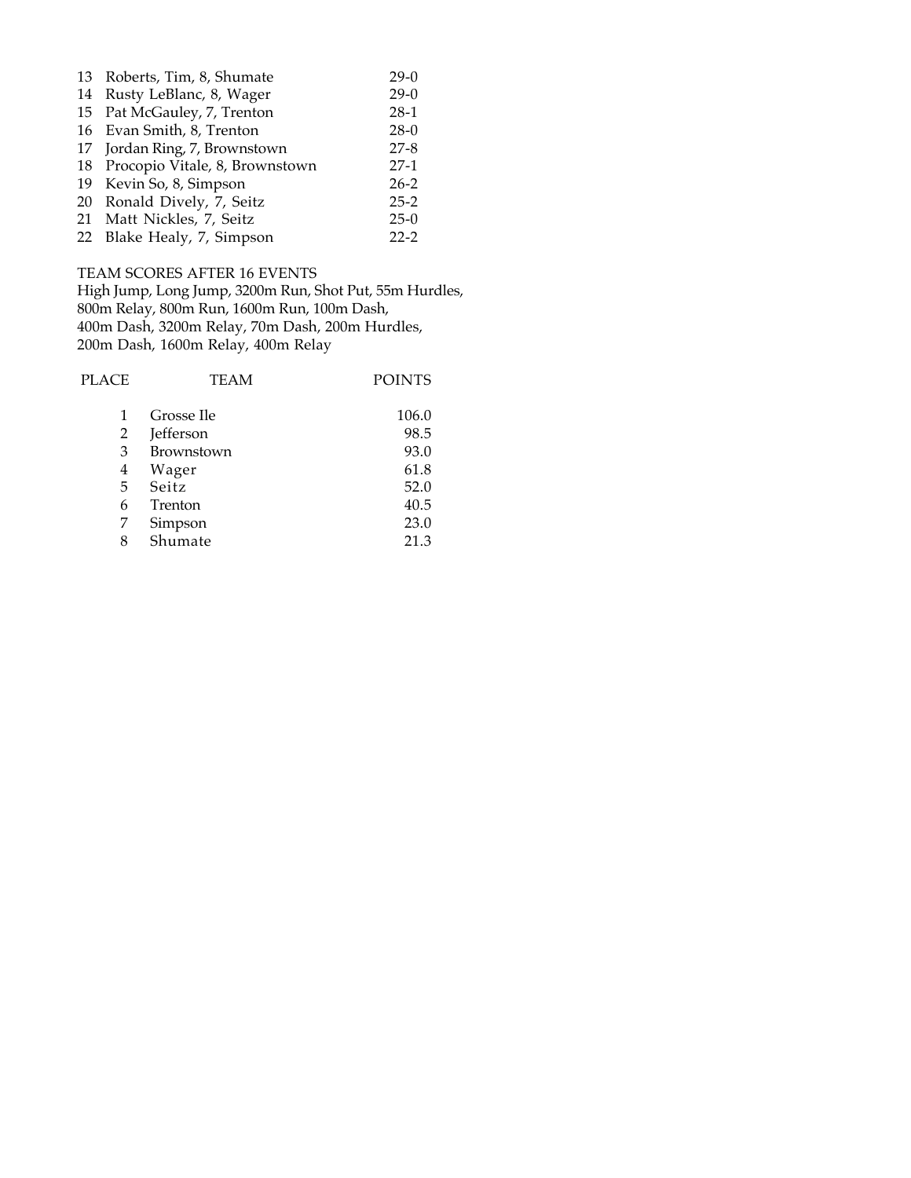| | | |
|---|---|---|
| 13 | Roberts, Tim, 8, Shumate | 29-0 |
| 14 | Rusty LeBlanc, 8, Wager | 29-0 |
| 15 | Pat McGauley, 7, Trenton | 28-1 |
| 16 | Evan Smith, 8, Trenton | 28-0 |
| 17 | Jordan Ring, 7, Brownstown | 27-8 |
| 18 | Procopio Vitale, 8, Brownstown | 27-1 |
| 19 | Kevin So, 8, Simpson | 26-2 |
| 20 | Ronald Dively, 7, Seitz | 25-2 |
| 21 | Matt Nickles, 7, Seitz | 25-0 |
| 22 | Blake Healy, 7, Simpson | 22-2 |

TEAM SCORES AFTER 16 EVENTS
High Jump, Long Jump, 3200m Run, Shot Put, 55m Hurdles,
800m Relay, 800m Run, 1600m Run, 100m Dash,
400m Dash, 3200m Relay, 70m Dash, 200m Hurdles,
200m Dash, 1600m Relay, 400m Relay

| PLACE | TEAM | POINTS |
|---|---|---|
| 1 | Grosse Ile | 106.0 |
| 2 | Jefferson | 98.5 |
| 3 | Brownstown | 93.0 |
| 4 | Wager | 61.8 |
| 5 | Seitz | 52.0 |
| 6 | Trenton | 40.5 |
| 7 | Simpson | 23.0 |
| 8 | Shumate | 21.3 |